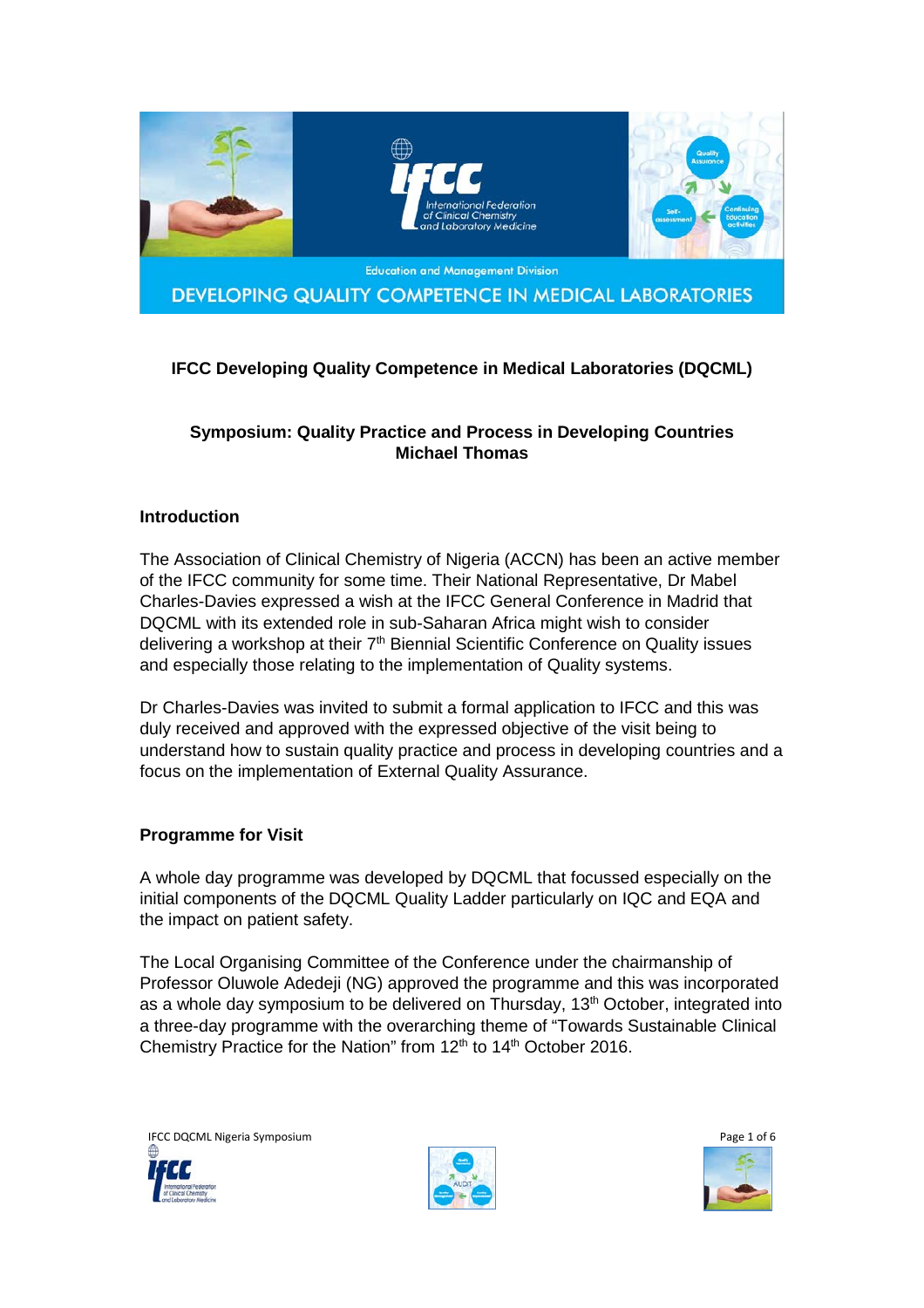IFCC Developing Quality Competence in Medical Laboratories (DQCML)

## Symposium: Quality Practice and Process in Developing Countries

**Michael Thomas**

### Introduction

The Association of Clinical Chemistry of Nigeria (ACCN) has been an active member of the IFCC community for some time. Their National Representative, Dr Mabel Charles-Davies expressed a wish at the IFCC General Conference in Madrid that DQCML with its extended role in sub-Saharan Africa might wish to consider delivering a workshop at their 7th Biennial Scientific Conference on Quality issues and especially those relating to the implementation of Quality systems.

Dr Charles-Davies was invited to submit a formal application to IFCC and this was duly received and approved with the expressed objective of the visit being to understand how to sustain quality practice and process in developing countries and a focus on the implementation of External Quality Assurance.

### Programme for Visit

A whole day programme was developed by DQCML that focussed especially on the initial components of the DQCML Quality Ladder particularly on IQC and EQA and the impact on patient safety.

The Local Organising Committee of the Conference under the chairmanship of Professor Oluwole Adedeji (NG) approved the programme and this was incorporated as a whole day symposium to be delivered on Thursday, 13th October, integrated into a three-day programme with the overarching theme of "Towards Sustainable Clinical Chemistry Practice for the Nation" from 12th to 14th October 2016.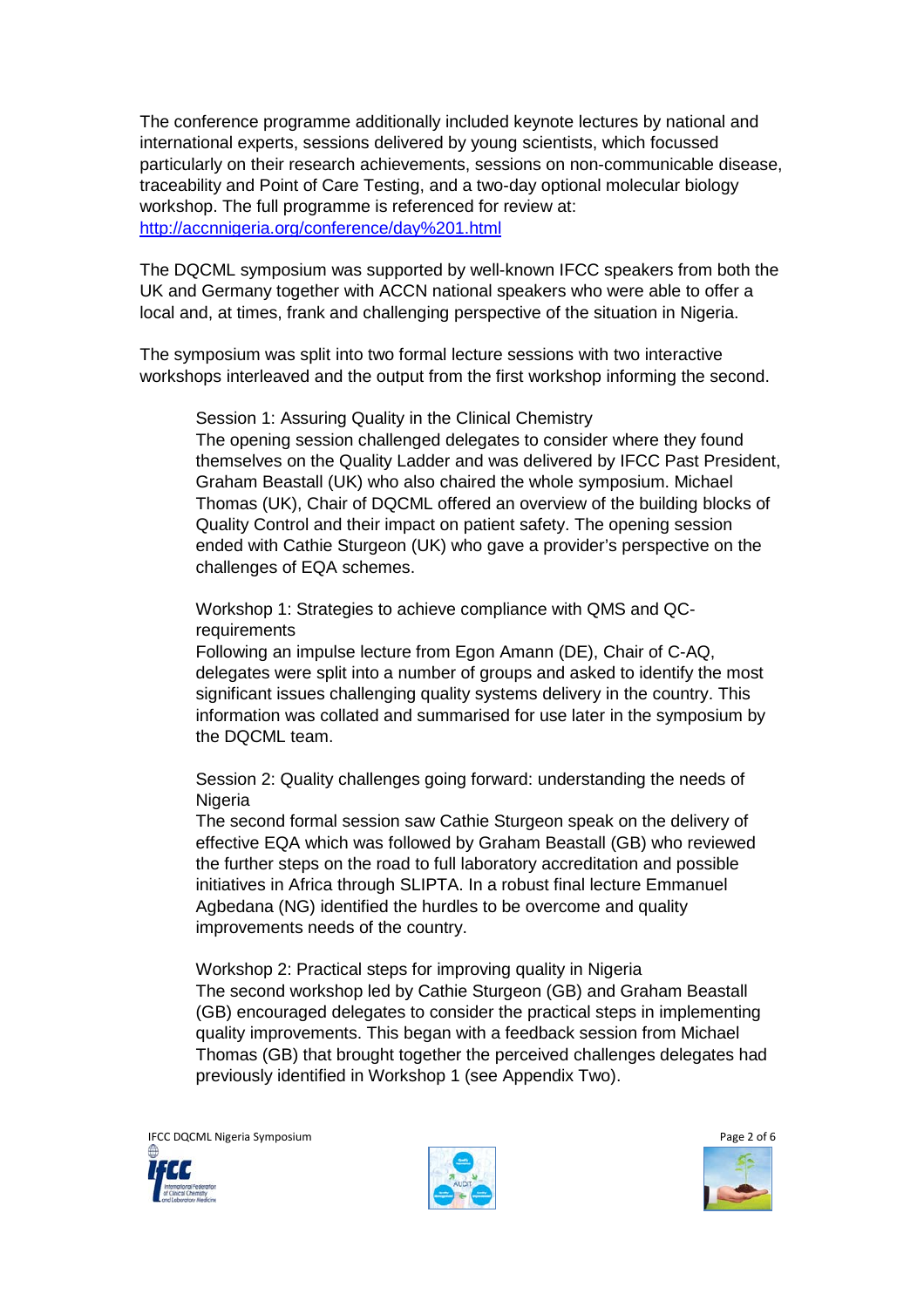The conference programme additionally included keynote lectures by national and international experts, sessions delivered by young scientists, which focussed particularly on their research achievements, sessions on non-communicable disease, traceability and Point of Care Testing, and a two-day optional molecular biology workshop. The full programme is referenced for review at: [http://accnnigeria.org/conference/day%201.html](http://accnnigeria.org/conference/day%201.html)

The DQCML symposium was supported by well-known IFCC speakers from both the UK and Germany together with ACCN national speakers who were able to offer a local and, at times, frank and challenging perspective of the situation in Nigeria.

The symposium was split into two formal lecture sessions with two interactive workshops interleaved and the output from the first workshop informing the second.

> Session 1: Assuring Quality in the Clinical Chemistry
> The opening session challenged delegates to consider where they found themselves on the Quality Ladder and was delivered by IFCC Past President, Graham Beastall (UK) who also chaired the whole symposium. Michael Thomas (UK), Chair of DQCML offered an overview of the building blocks of Quality Control and their impact on patient safety. The opening session ended with Cathie Sturgeon (UK) who gave a provider's perspective on the challenges of EQA schemes.
>
> Workshop 1: Strategies to achieve compliance with QMS and QC-requirements
> Following an impulse lecture from Egon Amann (DE), Chair of C-AQ, delegates were split into a number of groups and asked to identify the most significant issues challenging quality systems delivery in the country. This information was collated and summarised for use later in the symposium by the DQCML team.
>
> Session 2: Quality challenges going forward: understanding the needs of Nigeria
> The second formal session saw Cathie Sturgeon speak on the delivery of effective EQA which was followed by Graham Beastall (GB) who reviewed the further steps on the road to full laboratory accreditation and possible initiatives in Africa through SLIPTA. In a robust final lecture Emmanuel Agbedana (NG) identified the hurdles to be overcome and quality improvements needs of the country.
>
> Workshop 2: Practical steps for improving quality in Nigeria
> The second workshop led by Cathie Sturgeon (GB) and Graham Beastall (GB) encouraged delegates to consider the practical steps in implementing quality improvements. This began with a feedback session from Michael Thomas (GB) that brought together the perceived challenges delegates had previously identified in Workshop 1 (see Appendix Two).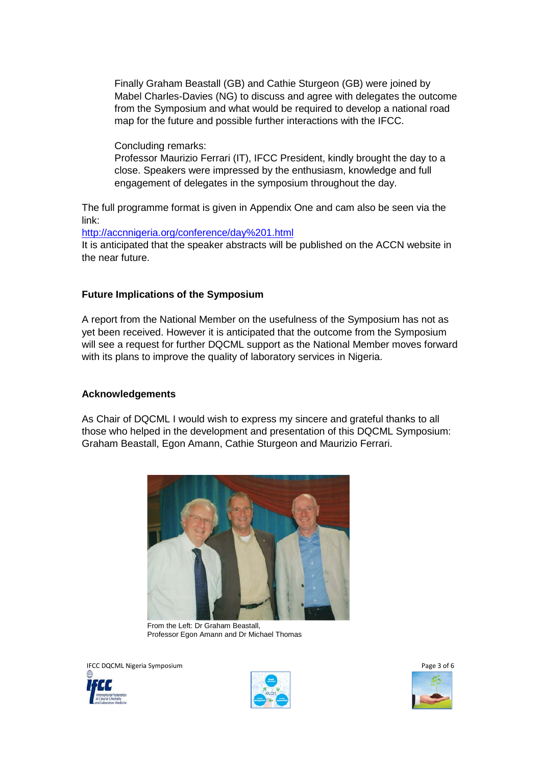Finally Graham Beastall (GB) and Cathie Sturgeon (GB) were joined by Mabel Charles-Davies (NG) to discuss and agree with delegates the outcome from the Symposium and what would be required to develop a national road map for the future and possible further interactions with the IFCC.

Concluding remarks:
Professor Maurizio Ferrari (IT), IFCC President, kindly brought the day to a close. Speakers were impressed by the enthusiasm, knowledge and full engagement of delegates in the symposium throughout the day.

The full programme format is given in Appendix One and cam also be seen via the link:
http://accnnigeria.org/conference/day%201.html
It is anticipated that the speaker abstracts will be published on the ACCN website in the near future.

## Future Implications of the Symposium

A report from the National Member on the usefulness of the Symposium has not as yet been received. However it is anticipated that the outcome from the Symposium will see a request for further DQCML support as the National Member moves forward with its plans to improve the quality of laboratory services in Nigeria.

## Acknowledgements

As Chair of DQCML I would wish to express my sincere and grateful thanks to all those who helped in the development and presentation of this DQCML Symposium: Graham Beastall, Egon Amann, Cathie Sturgeon and Maurizio Ferrari.

From the Left: Dr Graham Beastall, Professor Egon Amann and Dr Michael Thomas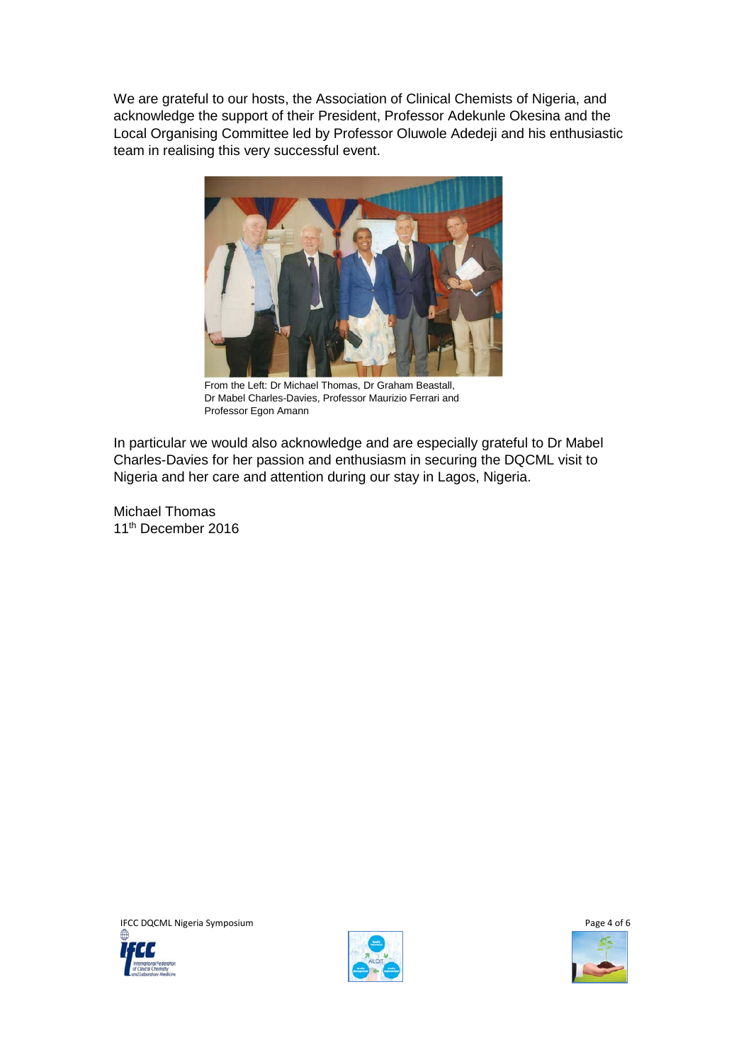We are grateful to our hosts, the Association of Clinical Chemists of Nigeria, and acknowledge the support of their President, Professor Adekunle Okesina and the Local Organising Committee led by Professor Oluwole Adedeji and his enthusiastic team in realising this very successful event.

From the Left: Dr Michael Thomas, Dr Graham Beastall, Dr Mabel Charles-Davies, Professor Maurizio Ferrari and Professor Egon Amann

In particular we would also acknowledge and are especially grateful to Dr Mabel Charles-Davies for her passion and enthusiasm in securing the DQCML visit to Nigeria and her care and attention during our stay in Lagos, Nigeria.

Michael Thomas
11th December 2016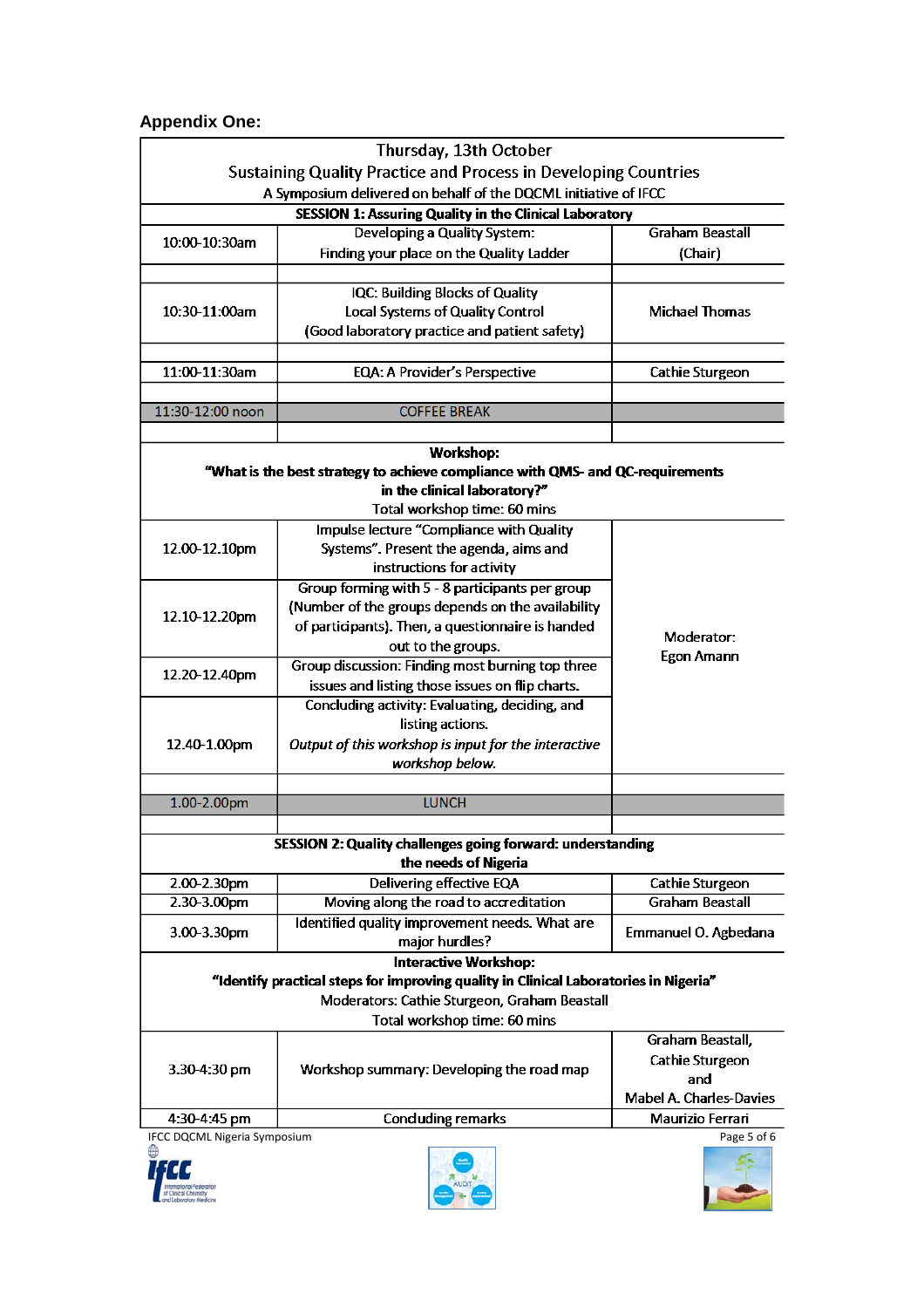## Appendix One:

| Thursday, 13th October<br>Sustaining Quality Practice and Process in Developing Countries<br>A Symposium delivered on behalf of the DQCML initiative of IFCC | | |
|---|---|---|
| **SESSION 1: Assuring Quality in the Clinical Laboratory** | | |
| 10:00-10:30am | Developing a Quality System:<br>Finding your place on the Quality Ladder | Graham Beastall<br>(Chair) |
| | | |
| 10:30-11:00am | IQC: Building Blocks of Quality<br>Local Systems of Quality Control<br>(Good laboratory practice and patient safety) | Michael Thomas |
| | | |
| 11:00-11:30am | EQA: A Provider's Perspective | Cathie Sturgeon |
| | | |
| 11:30-12:00 noon | COFFEE BREAK | |
| | | |
| **Workshop:**<br>**"What is the best strategy to achieve compliance with QMS- and QC-requirements in the clinical laboratory?"**<br>Total workshop time: 60 mins | | |
| 12.00-12.10pm | Impulse lecture "Compliance with Quality Systems". Present the agenda, aims and instructions for activity | Moderator:<br>Egon Amann |
| 12.10-12.20pm | Group forming with 5 - 8 participants per group (Number of the groups depends on the availability of participants). Then, a questionnaire is handed out to the groups. | |
| 12.20-12.40pm | Group discussion: Finding most burning top three issues and listing those issues on flip charts. | |
| 12.40-1.00pm | Concluding activity: Evaluating, deciding, and listing actions.<br>*Output of this workshop is input for the interactive workshop below.* | |
| | | |
| 1.00-2.00pm | LUNCH | |
| | | |
| **SESSION 2: Quality challenges going forward: understanding the needs of Nigeria** | | |
| 2.00-2.30pm | Delivering effective EQA | Cathie Sturgeon |
| 2.30-3.00pm | Moving along the road to accreditation | Graham Beastall |
| 3.00-3.30pm | Identified quality improvement needs. What are major hurdles? | Emmanuel O. Agbedana |
| **Interactive Workshop:**<br>**"Identify practical steps for improving quality in Clinical Laboratories in Nigeria"**<br>Moderators: Cathie Sturgeon, Graham Beastall<br>Total workshop time: 60 mins | | |
| 3.30-4:30 pm | Workshop summary: Developing the road map | Graham Beastall,<br>Cathie Sturgeon<br>and<br>Mabel A. Charles-Davies |
| 4:30-4:45 pm | Concluding remarks | Maurizio Ferrari |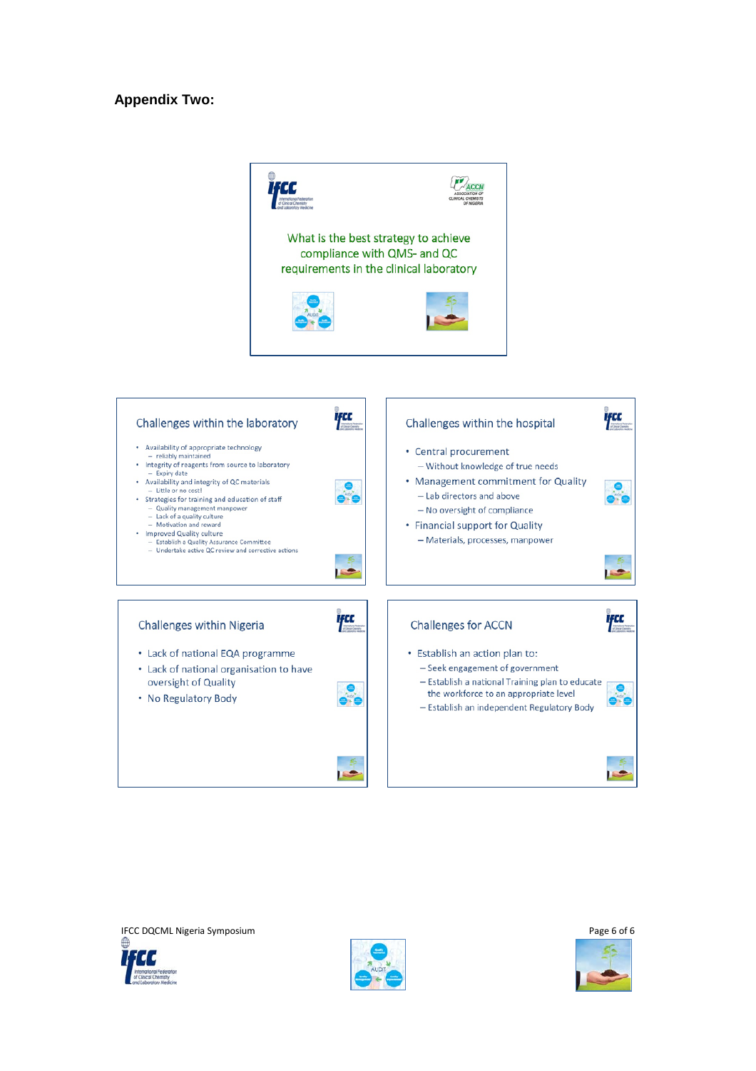**Appendix Two:**

What is the best strategy to achieve compliance with QMS- and QC requirements in the clinical laboratory

## Challenges within the laboratory

- Availability of appropriate technology
  - reliably maintained
- Integrity of reagents from source to laboratory
  - Expiry date
- Availability and integrity of QC materials
  - Little or no cost!
- Strategies for training and education of staff
  - Quality management manpower
  - Lack of a quality culture
  - Motivation and reward
- Improved Quality culture
  - Establish a Quality Assurance Committee
  - Undertake active QC review and corrective actions

## Challenges within the hospital

- Central procurement
  - Without knowledge of true needs
- Management commitment for Quality
  - Lab directors and above
  - No oversight of compliance
- Financial support for Quality
  - Materials, processes, manpower

## Challenges within Nigeria

- Lack of national EQA programme
- Lack of national organisation to have oversight of Quality
- No Regulatory Body

## Challenges for ACCN

- Establish an action plan to:
  - Seek engagement of government
  - Establish a national Training plan to educate the workforce to an appropriate level
  - Establish an independent Regulatory Body